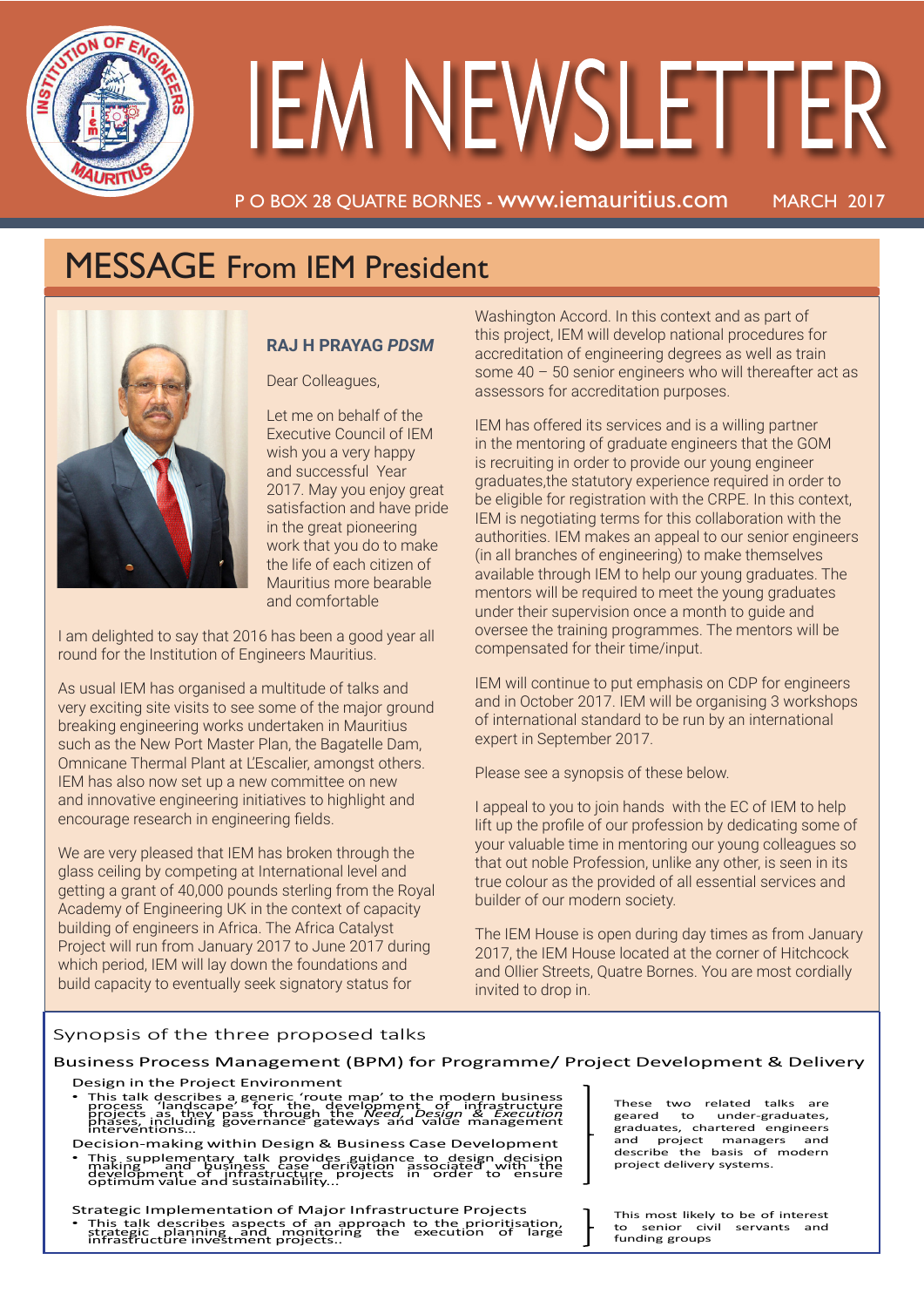# IEM NEWSLETTER

P O BOX 28 QUATRE BORNES - www.iemauritius.com MARCH 2017

## MESSAGE From IEM President

**RAJ H PRAYAG *PDSM***

Dear Colleagues,

Let me on behalf of the Executive Council of IEM wish you a very happy and successful Year 2017. May you enjoy great satisfaction and have pride in the great pioneering work that you do to make the life of each citizen of Mauritius more bearable and comfortable

I am delighted to say that 2016 has been a good year all round for the Institution of Engineers Mauritius.

As usual IEM has organised a multitude of talks and very exciting site visits to see some of the major ground breaking engineering works undertaken in Mauritius such as the New Port Master Plan, the Bagatelle Dam, Omnicane Thermal Plant at L'Escalier, amongst others. IEM has also now set up a new committee on new and innovative engineering initiatives to highlight and encourage research in engineering fields.

We are very pleased that IEM has broken through the glass ceiling by competing at International level and getting a grant of 40,000 pounds sterling from the Royal Academy of Engineering UK in the context of capacity building of engineers in Africa. The Africa Catalyst Project will run from January 2017 to June 2017 during which period, IEM will lay down the foundations and build capacity to eventually seek signatory status for Washington Accord. In this context and as part of this project, IEM will develop national procedures for accreditation of engineering degrees as well as train some 40 – 50 senior engineers who will thereafter act as assessors for accreditation purposes.

IEM has offered its services and is a willing partner in the mentoring of graduate engineers that the GOM is recruiting in order to provide our young engineer graduates,the statutory experience required in order to be eligible for registration with the CRPE. In this context, IEM is negotiating terms for this collaboration with the authorities. IEM makes an appeal to our senior engineers (in all branches of engineering) to make themselves available through IEM to help our young graduates. The mentors will be required to meet the young graduates under their supervision once a month to guide and oversee the training programmes. The mentors will be compensated for their time/input.

IEM will continue to put emphasis on CDP for engineers and in October 2017. IEM will be organising 3 workshops of international standard to be run by an international expert in September 2017.

Please see a synopsis of these below.

I appeal to you to join hands with the EC of IEM to help lift up the profile of our profession by dedicating some of your valuable time in mentoring our young colleagues so that out noble Profession, unlike any other, is seen in its true colour as the provided of all essential services and builder of our modern society.

The IEM House is open during day times as from January 2017, the IEM House located at the corner of Hitchcock and Ollier Streets, Quatre Bornes. You are most cordially invited to drop in.

### Synopsis of the three proposed talks

#### Business Process Management (BPM) for Programme/ Project Development & Delivery

**Design in the Project Environment**

- This talk describes a generic 'route map' to the modern business process 'landscape' for the development of infrastructure projects as they pass through the *Need, Design & Execution* phases, including governance gateways and value management interventions...

**Decision-making within Design & Business Case Development**

- This supplementary talk provides guidance to design decision making and business case derivation associated with the development of infrastructure projects in order to ensure optimum value and sustainability...

These two related talks are geared to under-graduates, graduates, chartered engineers and project managers and describe the basis of modern project delivery systems.

**Strategic Implementation of Major Infrastructure Projects**

- This talk describes aspects of an approach to the prioritisation, strategic planning and monitoring the execution of large infrastructure investment projects..

This most likely to be of interest to senior civil servants and funding groups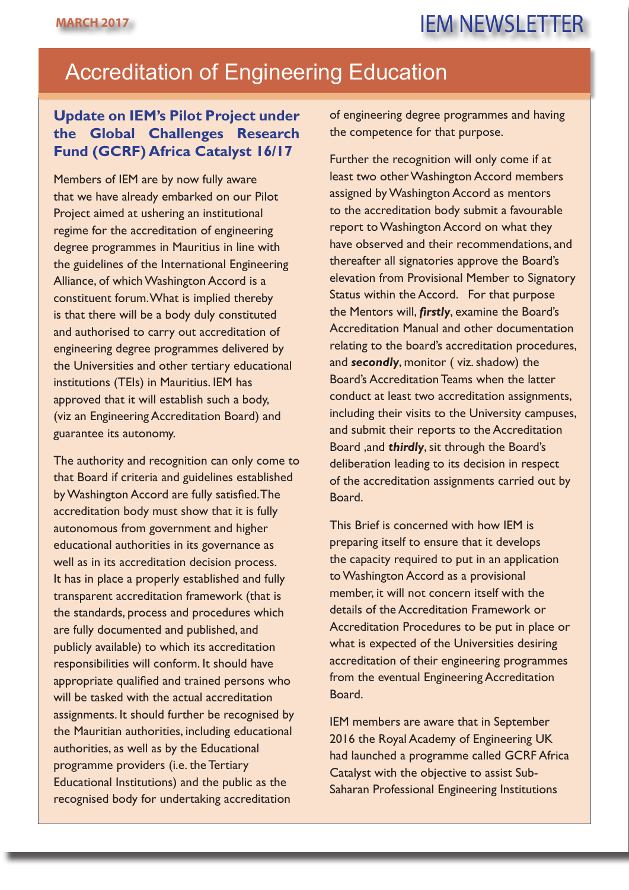# Accreditation of Engineering Education

## Update on IEM's Pilot Project under the Global Challenges Research Fund (GCRF) Africa Catalyst 16/17

Members of IEM are by now fully aware that we have already embarked on our Pilot Project aimed at ushering an institutional regime for the accreditation of engineering degree programmes in Mauritius in line with the guidelines of the International Engineering Alliance, of which Washington Accord is a constituent forum. What is implied thereby is that there will be a body duly constituted and authorised to carry out accreditation of engineering degree programmes delivered by the Universities and other tertiary educational institutions (TEIs) in Mauritius. IEM has approved that it will establish such a body, (viz an Engineering Accreditation Board) and guarantee its autonomy.

The authority and recognition can only come to that Board if criteria and guidelines established by Washington Accord are fully satisfied. The accreditation body must show that it is fully autonomous from government and higher educational authorities in its governance as well as in its accreditation decision process. It has in place a properly established and fully transparent accreditation framework (that is the standards, process and procedures which are fully documented and published, and publicly available) to which its accreditation responsibilities will conform. It should have appropriate qualified and trained persons who will be tasked with the actual accreditation assignments. It should further be recognised by the Mauritian authorities, including educational authorities, as well as by the Educational programme providers (i.e. the Tertiary Educational Institutions) and the public as the recognised body for undertaking accreditation of engineering degree programmes and having the competence for that purpose.

Further the recognition will only come if at least two other Washington Accord members assigned by Washington Accord as mentors to the accreditation body submit a favourable report to Washington Accord on what they have observed and their recommendations, and thereafter all signatories approve the Board's elevation from Provisional Member to Signatory Status within the Accord. For that purpose the Mentors will, ***firstly***, examine the Board's Accreditation Manual and other documentation relating to the board's accreditation procedures, and ***secondly***, monitor ( viz. shadow) the Board's Accreditation Teams when the latter conduct at least two accreditation assignments, including their visits to the University campuses, and submit their reports to the Accreditation Board ,and ***thirdly***, sit through the Board's deliberation leading to its decision in respect of the accreditation assignments carried out by Board.

This Brief is concerned with how IEM is preparing itself to ensure that it develops the capacity required to put in an application to Washington Accord as a provisional member, it will not concern itself with the details of the Accreditation Framework or Accreditation Procedures to be put in place or what is expected of the Universities desiring accreditation of their engineering programmes from the eventual Engineering Accreditation Board.

IEM members are aware that in September 2016 the Royal Academy of Engineering UK had launched a programme called GCRF Africa Catalyst with the objective to assist Sub-Saharan Professional Engineering Institutions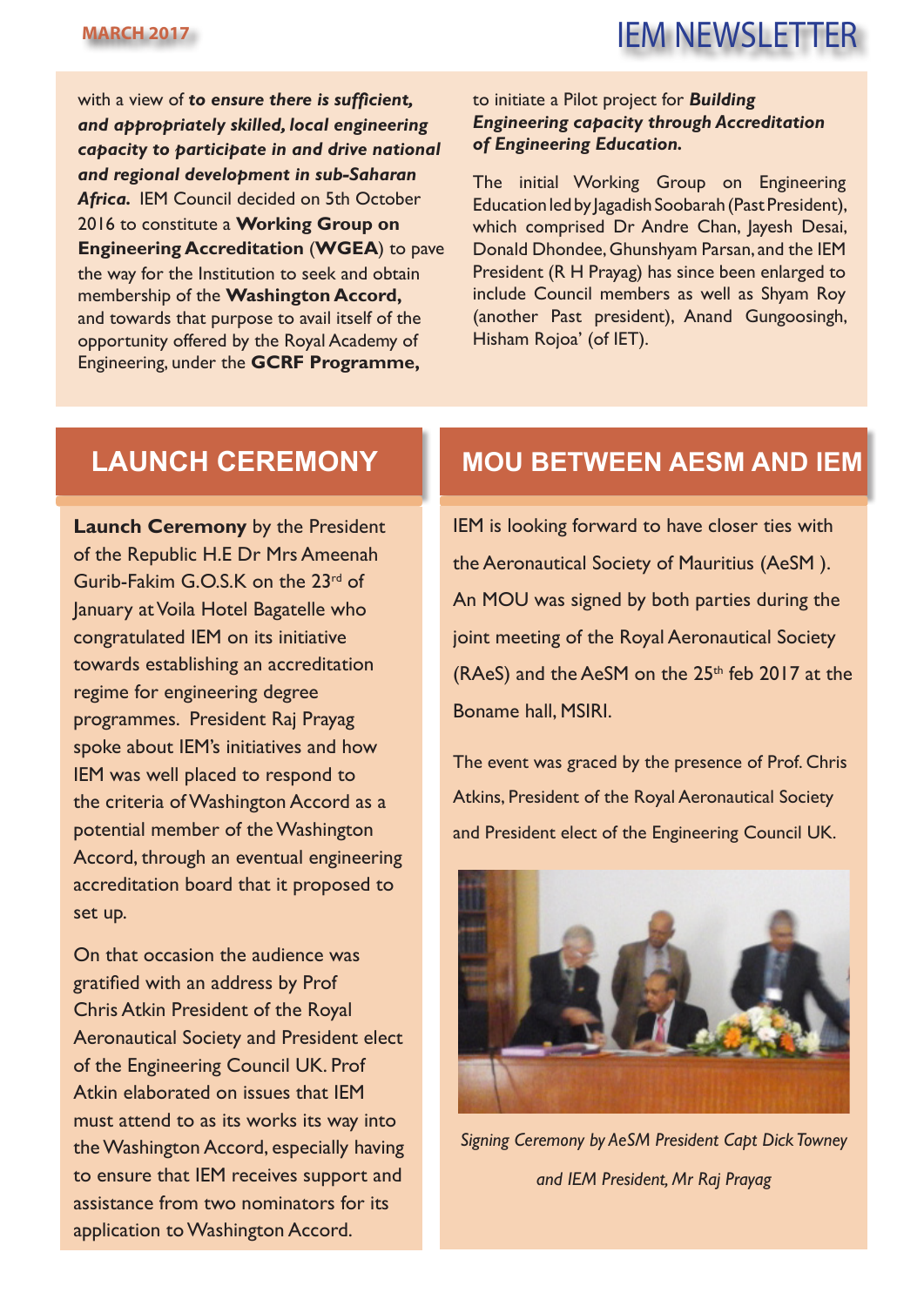with a view of ***to ensure there is sufficient, and appropriately skilled, local engineering capacity to participate in and drive national and regional development in sub-Saharan Africa.*** IEM Council decided on 5th October 2016 to constitute a **Working Group on Engineering Accreditation** (**WGEA**) to pave the way for the Institution to seek and obtain membership of the **Washington Accord,** and towards that purpose to avail itself of the opportunity offered by the Royal Academy of Engineering, under the **GCRF Programme,** to initiate a Pilot project for ***Building Engineering capacity through Accreditation of Engineering Education.***

The initial Working Group on Engineering Education led by Jagadish Soobarah (Past President), which comprised Dr Andre Chan, Jayesh Desai, Donald Dhondee, Ghunshyam Parsan, and the IEM President (R H Prayag) has since been enlarged to include Council members as well as Shyam Roy (another Past president), Anand Gungoosingh, Hisham Rojoa' (of IET).

## LAUNCH CEREMONY

**Launch Ceremony** by the President of the Republic H.E Dr Mrs Ameenah Gurib-Fakim G.O.S.K on the 23rd of January at Voila Hotel Bagatelle who congratulated IEM on its initiative towards establishing an accreditation regime for engineering degree programmes. President Raj Prayag spoke about IEM's initiatives and how IEM was well placed to respond to the criteria of Washington Accord as a potential member of the Washington Accord, through an eventual engineering accreditation board that it proposed to set up.

On that occasion the audience was gratified with an address by Prof Chris Atkin President of the Royal Aeronautical Society and President elect of the Engineering Council UK. Prof Atkin elaborated on issues that IEM must attend to as its works its way into the Washington Accord, especially having to ensure that IEM receives support and assistance from two nominators for its application to Washington Accord.

## MOU BETWEEN AESM AND IEM

IEM is looking forward to have closer ties with the Aeronautical Society of Mauritius (AeSM ). An MOU was signed by both parties during the joint meeting of the Royal Aeronautical Society (RAeS) and the AeSM on the 25th feb 2017 at the Boname hall, MSIRI.

The event was graced by the presence of Prof. Chris Atkins, President of the Royal Aeronautical Society and President elect of the Engineering Council UK.

*Signing Ceremony by AeSM President Capt Dick Towney and IEM President, Mr Raj Prayag*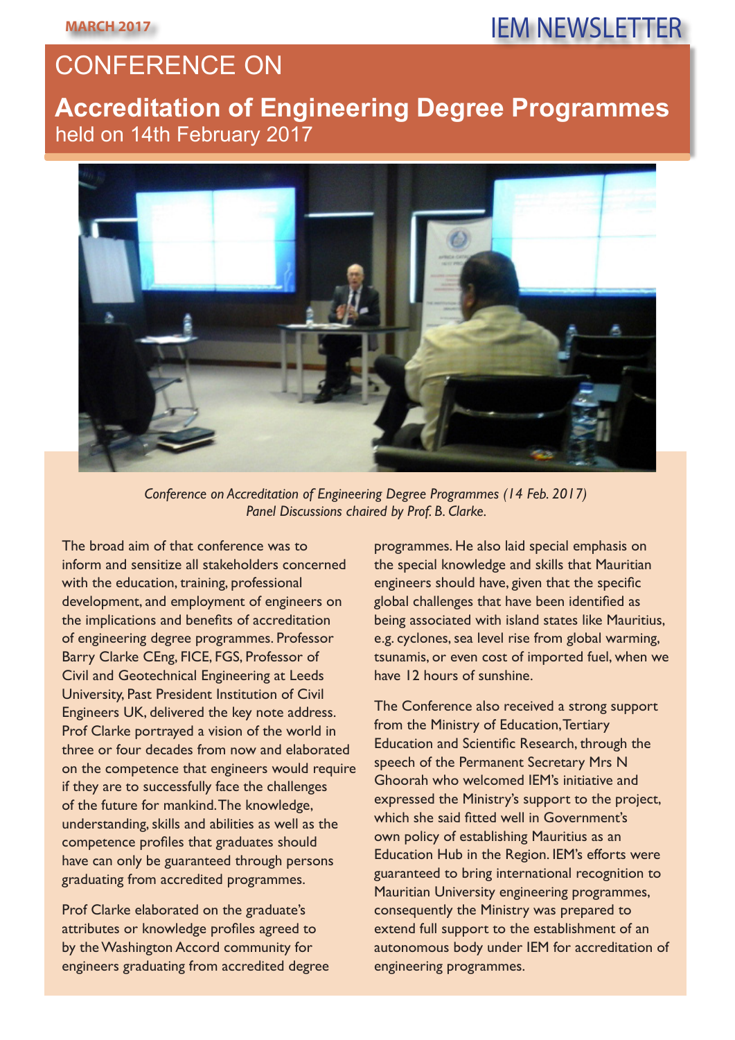# CONFERENCE ON

## Accreditation of Engineering Degree Programmes

held on 14th February 2017

*Conference on Accreditation of Engineering Degree Programmes (14 Feb. 2017)*
*Panel Discussions chaired by Prof. B. Clarke.*

The broad aim of that conference was to inform and sensitize all stakeholders concerned with the education, training, professional development, and employment of engineers on the implications and benefits of accreditation of engineering degree programmes. Professor Barry Clarke CEng, FICE, FGS, Professor of Civil and Geotechnical Engineering at Leeds University, Past President Institution of Civil Engineers UK, delivered the key note address. Prof Clarke portrayed a vision of the world in three or four decades from now and elaborated on the competence that engineers would require if they are to successfully face the challenges of the future for mankind. The knowledge, understanding, skills and abilities as well as the competence profiles that graduates should have can only be guaranteed through persons graduating from accredited programmes.

Prof Clarke elaborated on the graduate's attributes or knowledge profiles agreed to by the Washington Accord community for engineers graduating from accredited degree programmes. He also laid special emphasis on the special knowledge and skills that Mauritian engineers should have, given that the specific global challenges that have been identified as being associated with island states like Mauritius, e.g. cyclones, sea level rise from global warming, tsunamis, or even cost of imported fuel, when we have 12 hours of sunshine.

The Conference also received a strong support from the Ministry of Education, Tertiary Education and Scientific Research, through the speech of the Permanent Secretary Mrs N Ghoorah who welcomed IEM's initiative and expressed the Ministry's support to the project, which she said fitted well in Government's own policy of establishing Mauritius as an Education Hub in the Region. IEM's efforts were guaranteed to bring international recognition to Mauritian University engineering programmes, consequently the Ministry was prepared to extend full support to the establishment of an autonomous body under IEM for accreditation of engineering programmes.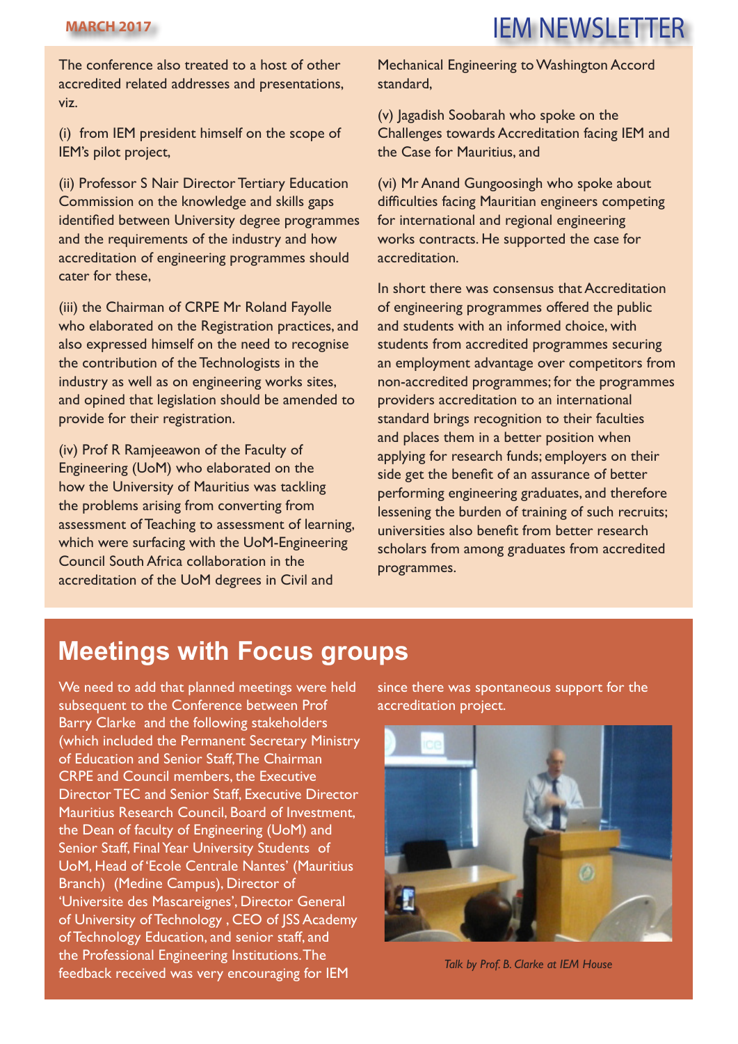The conference also treated to a host of other accredited related addresses and presentations, viz.

(i) from IEM president himself on the scope of IEM's pilot project,

(ii) Professor S Nair Director Tertiary Education Commission on the knowledge and skills gaps identified between University degree programmes and the requirements of the industry and how accreditation of engineering programmes should cater for these,

(iii) the Chairman of CRPE Mr Roland Fayolle who elaborated on the Registration practices, and also expressed himself on the need to recognise the contribution of the Technologists in the industry as well as on engineering works sites, and opined that legislation should be amended to provide for their registration.

(iv) Prof R Ramjeeawon of the Faculty of Engineering (UoM) who elaborated on the how the University of Mauritius was tackling the problems arising from converting from assessment of Teaching to assessment of learning, which were surfacing with the UoM-Engineering Council South Africa collaboration in the accreditation of the UoM degrees in Civil and Mechanical Engineering to Washington Accord standard,

(v) Jagadish Soobarah who spoke on the Challenges towards Accreditation facing IEM and the Case for Mauritius, and

(vi) Mr Anand Gungoosingh who spoke about difficulties facing Mauritian engineers competing for international and regional engineering works contracts. He supported the case for accreditation.

In short there was consensus that Accreditation of engineering programmes offered the public and students with an informed choice, with students from accredited programmes securing an employment advantage over competitors from non-accredited programmes; for the programmes providers accreditation to an international standard brings recognition to their faculties and places them in a better position when applying for research funds; employers on their side get the benefit of an assurance of better performing engineering graduates, and therefore lessening the burden of training of such recruits; universities also benefit from better research scholars from among graduates from accredited programmes.

## Meetings with Focus groups

We need to add that planned meetings were held subsequent to the Conference between Prof Barry Clarke and the following stakeholders (which included the Permanent Secretary Ministry of Education and Senior Staff, The Chairman CRPE and Council members, the Executive Director TEC and Senior Staff, Executive Director Mauritius Research Council, Board of Investment, the Dean of faculty of Engineering (UoM) and Senior Staff, Final Year University Students of UoM, Head of 'Ecole Centrale Nantes' (Mauritius Branch) (Medine Campus), Director of 'Universite des Mascareignes', Director General of University of Technology, CEO of JSS Academy of Technology Education, and senior staff, and the Professional Engineering Institutions. The feedback received was very encouraging for IEM since there was spontaneous support for the accreditation project.

*Talk by Prof. B. Clarke at IEM House*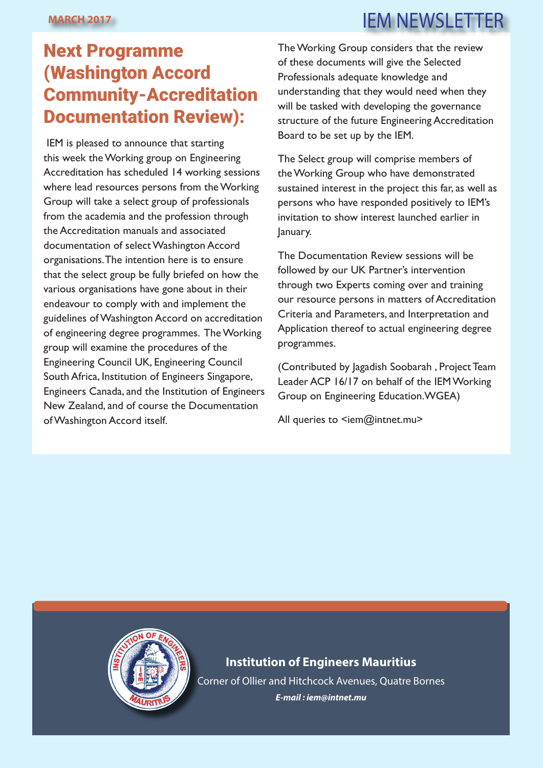## Next Programme (Washington Accord Community-Accreditation Documentation Review):

IEM is pleased to announce that starting this week the Working group on Engineering Accreditation has scheduled 14 working sessions where lead resources persons from the Working Group will take a select group of professionals from the academia and the profession through the Accreditation manuals and associated documentation of select Washington Accord organisations. The intention here is to ensure that the select group be fully briefed on how the various organisations have gone about in their endeavour to comply with and implement the guidelines of Washington Accord on accreditation of engineering degree programmes. The Working group will examine the procedures of the Engineering Council UK, Engineering Council South Africa, Institution of Engineers Singapore, Engineers Canada, and the Institution of Engineers New Zealand, and of course the Documentation of Washington Accord itself.

The Working Group considers that the review of these documents will give the Selected Professionals adequate knowledge and understanding that they would need when they will be tasked with developing the governance structure of the future Engineering Accreditation Board to be set up by the IEM.

The Select group will comprise members of the Working Group who have demonstrated sustained interest in the project this far, as well as persons who have responded positively to IEM's invitation to show interest launched earlier in January.

The Documentation Review sessions will be followed by our UK Partner's intervention through two Experts coming over and training our resource persons in matters of Accreditation Criteria and Parameters, and Interpretation and Application thereof to actual engineering degree programmes.

(Contributed by Jagadish Soobarah , Project Team Leader ACP 16/17 on behalf of the IEM Working Group on Engineering Education. WGEA)

All queries to <iem@intnet.mu>

**Institution of Engineers Mauritius**

Corner of Ollier and Hitchcock Avenues, Quatre Bornes

***E-mail : iem@intnet.mu***